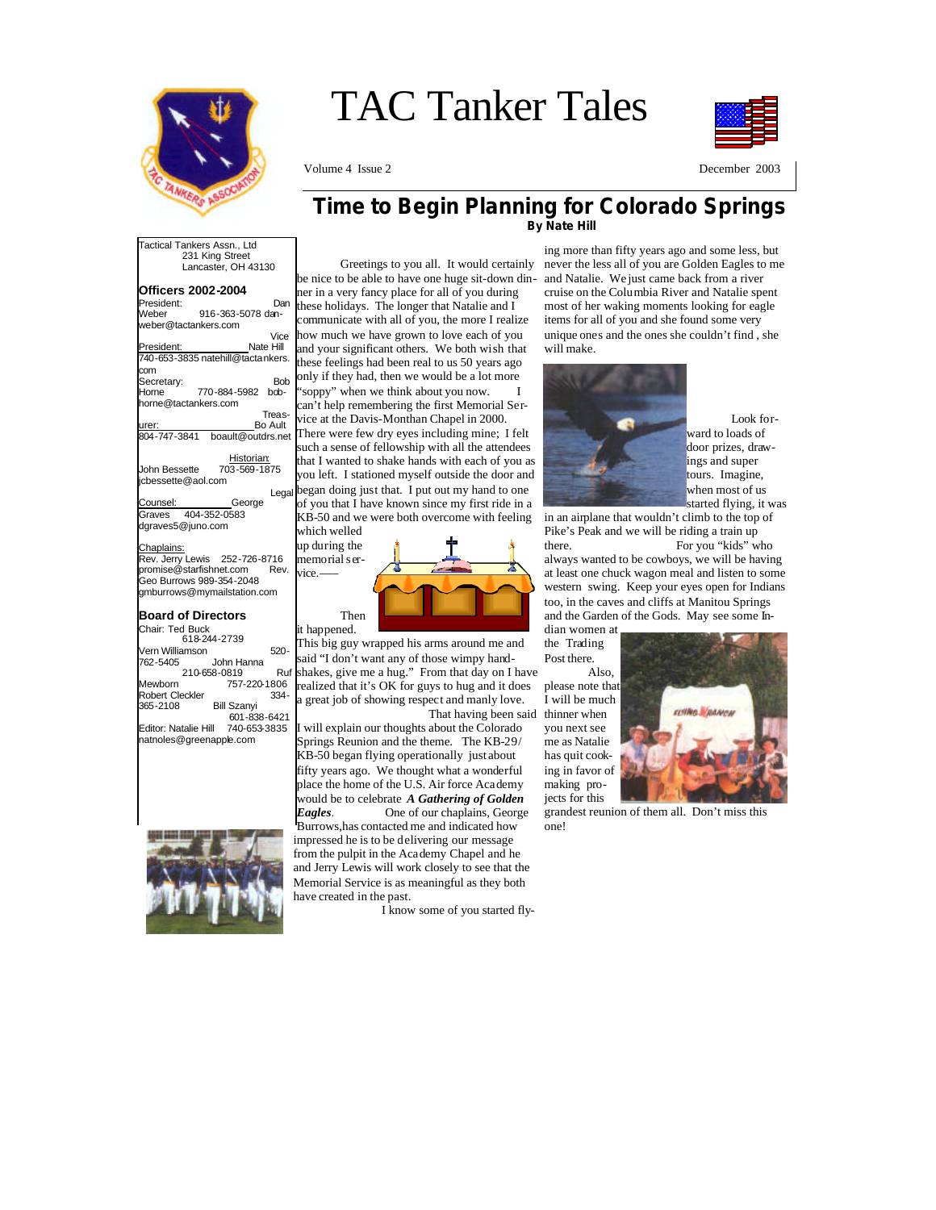# TAC Tanker Tales

Volume 4 Issue 2 — December 2003

Tactical Tankers Assn., Ltd
231 King Street
Lancaster, OH 43130

**Officers 2002-2004**

President: Dan Weber 916-363-5078 dan-weber@tactankers.com

Vice President: Nate Hill 740-653-3835 natehill@tactankers.com

Secretary: Bob Horne 770-884-5982 bob-horne@tactankers.com

Treasurer: Bo Ault 804-747-3841 boault@outdrs.net

Historian: John Bessette 703-569-1875 jcbessette@aol.com

Legal Counsel: George Graves 404-352-0583 dgraves5@juno.com

Chaplains:
Rev. Jerry Lewis 252-726-8716 promise@starfishnet.com
Rev. Geo Burrows 989-354-2048 gmburrows@mymailstation.com

**Board of Directors**

Chair: Ted Buck 618-244-2739
Vern Williamson 520-762-5405
John Hanna 210-658-0819
Ruf Mewborn 757-220-1806
Robert Cleckler 334-365-2108
Bill Szanyi 601-838-6421

Editor: Natalie Hill 740-653-3835 natnoles@greenapple.com

## Time to Begin Planning for Colorado Springs

**By Nate Hill**

Greetings to you all. It would certainly be nice to be able to have one huge sit-down dinner in a very fancy place for all of you during these holidays. The longer that Natalie and I communicate with all of you, the more I realize how much we have grown to love each of you and your significant others. We both wish that these feelings had been real to us 50 years ago only if they had, then we would be a lot more "soppy" when we think about you now. I can't help remembering the first Memorial Service at the Davis-Monthan Chapel in 2000. There were few dry eyes including mine; I felt such a sense of fellowship with all the attendees that I wanted to shake hands with each of you as you left. I stationed myself outside the door and began doing just that. I put out my hand to one of you that I have known since my first ride in a KB-50 and we were both overcome with feeling which welled up during the memorial service.—— Then it happened. This big guy wrapped his arms around me and said "I don't want any of those wimpy handshakes, give me a hug." From that day on I have realized that it's OK for guys to hug and it does a great job of showing respect and manly love.

That having been said I will explain our thoughts about the Colorado Springs Reunion and the theme. The KB-29/KB-50 began flying operationally just about fifty years ago. We thought what a wonderful place the home of the U.S. Air force Academy would be to celebrate ***A Gathering of Golden Eagles***. One of our chaplains, George Burrows, has contacted me and indicated how impressed he is to be delivering our message from the pulpit in the Academy Chapel and he and Jerry Lewis will work closely to see that the Memorial Service is as meaningful as they both have created in the past.

I know some of you started flying more than fifty years ago and some less, but never the less all of you are Golden Eagles to me and Natalie. We just came back from a river cruise on the Columbia River and Natalie spent most of her waking moments looking for eagle items for all of you and she found some very unique ones and the ones she couldn't find , she will make.

Look forward to loads of door prizes, drawings and super tours. Imagine, when most of us started flying, it was in an airplane that wouldn't climb to the top of Pike's Peak and we will be riding a train up there. For you "kids" who always wanted to be cowboys, we will be having at least one chuck wagon meal and listen to some western swing. Keep your eyes open for Indians too, in the caves and cliffs at Manitou Springs and the Garden of the Gods. May see some Indian women at the Trading Post there.

Also, please note that I will be much thinner when you next see me as Natalie has quit cooking in favor of making projects for this grandest reunion of them all. Don't miss this one!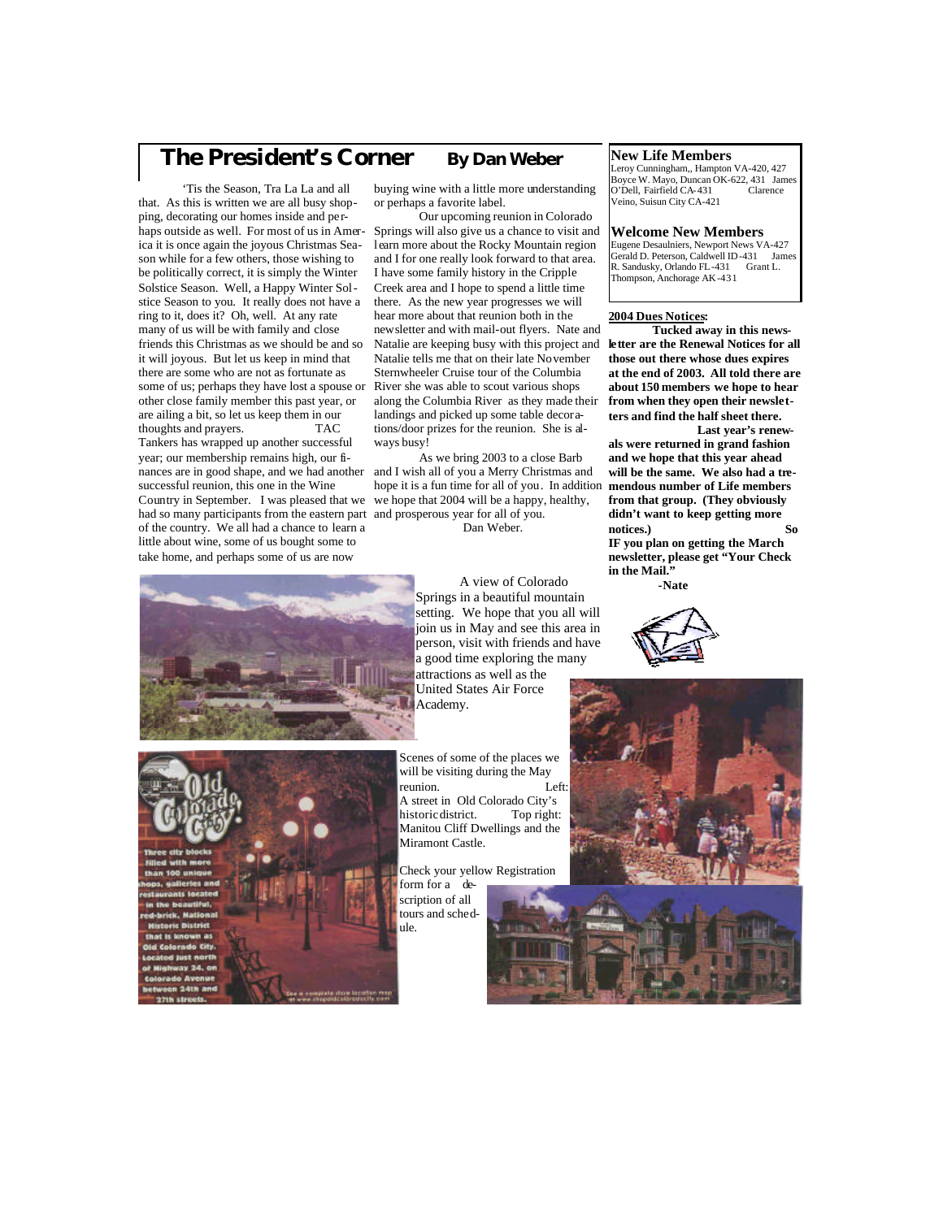# The President's Corner

**By Dan Weber**

'Tis the Season, Tra La La and all that. As this is written we are all busy shopping, decorating our homes inside and perhaps outside as well. For most of us in America it is once again the joyous Christmas Season while for a few others, those wishing to be politically correct, it is simply the Winter Solstice Season. Well, a Happy Winter Solstice Season to you. It really does not have a ring to it, does it? Oh, well. At any rate many of us will be with family and close friends this Christmas as we should be and so it will joyous. But let us keep in mind that there are some who are not as fortunate as some of us; perhaps they have lost a spouse or other close family member this past year, or are ailing a bit, so let us keep them in our thoughts and prayers. TAC Tankers has wrapped up another successful year; our membership remains high, our finances are in good shape, and we had another successful reunion, this one in the Wine Country in September. I was pleased that we had so many participants from the eastern part of the country. We all had a chance to learn a little about wine, some of us bought some to take home, and perhaps some of us are now buying wine with a little more understanding or perhaps a favorite label.

Our upcoming reunion in Colorado Springs will also give us a chance to visit and learn more about the Rocky Mountain region and I for one really look forward to that area. I have some family history in the Cripple Creek area and I hope to spend a little time there. As the new year progresses we will hear more about that reunion both in the newsletter and with mail-out flyers. Nate and Natalie are keeping busy with this project and Natalie tells me that on their late November Sternwheeler Cruise tour of the Columbia River she was able to scout various shops along the Columbia River as they made their landings and picked up some table decorations/door prizes for the reunion. She is always busy!

As we bring 2003 to a close Barb and I wish all of you a Merry Christmas and hope it is a fun time for all of you. In addition we hope that 2004 will be a happy, healthy, and prosperous year for all of you.

Dan Weber.

## New Life Members

Leroy Cunningham,, Hampton VA-420, 427 Boyce W. Mayo, Duncan OK-622, 431 James O'Dell, Fairfield CA-431 Clarence Veino, Suisun City CA-421

## Welcome New Members

Eugene Desaulniers, Newport News VA-427 Gerald D. Peterson, Caldwell ID-431 James R. Sandusky, Orlando FL-431 Grant L. Thompson, Anchorage AK-431

**2004 Dues Notices:**

**Tucked away in this newsletter are the Renewal Notices for all those out there whose dues expires at the end of 2003. All told there are about 150 members we hope to hear from when they open their newsletters and find the half sheet there.**

**Last year's renewals were returned in grand fashion and we hope that this year ahead will be the same. We also had a tremendous number of Life members from that group. (They obviously didn't want to keep getting more notices.) So IF you plan on getting the March newsletter, please get "Your Check in the Mail."**

**-Nate**

A view of Colorado Springs in a beautiful mountain setting. We hope that you all will join us in May and see this area in person, visit with friends and have a good time exploring the many attractions as well as the United States Air Force Academy.

Scenes of some of the places we will be visiting during the May reunion. Left: A street in Old Colorado City's historic district. Top right: Manitou Cliff Dwellings and the Miramont Castle.

Check your yellow Registration form for a description of all tours and schedule.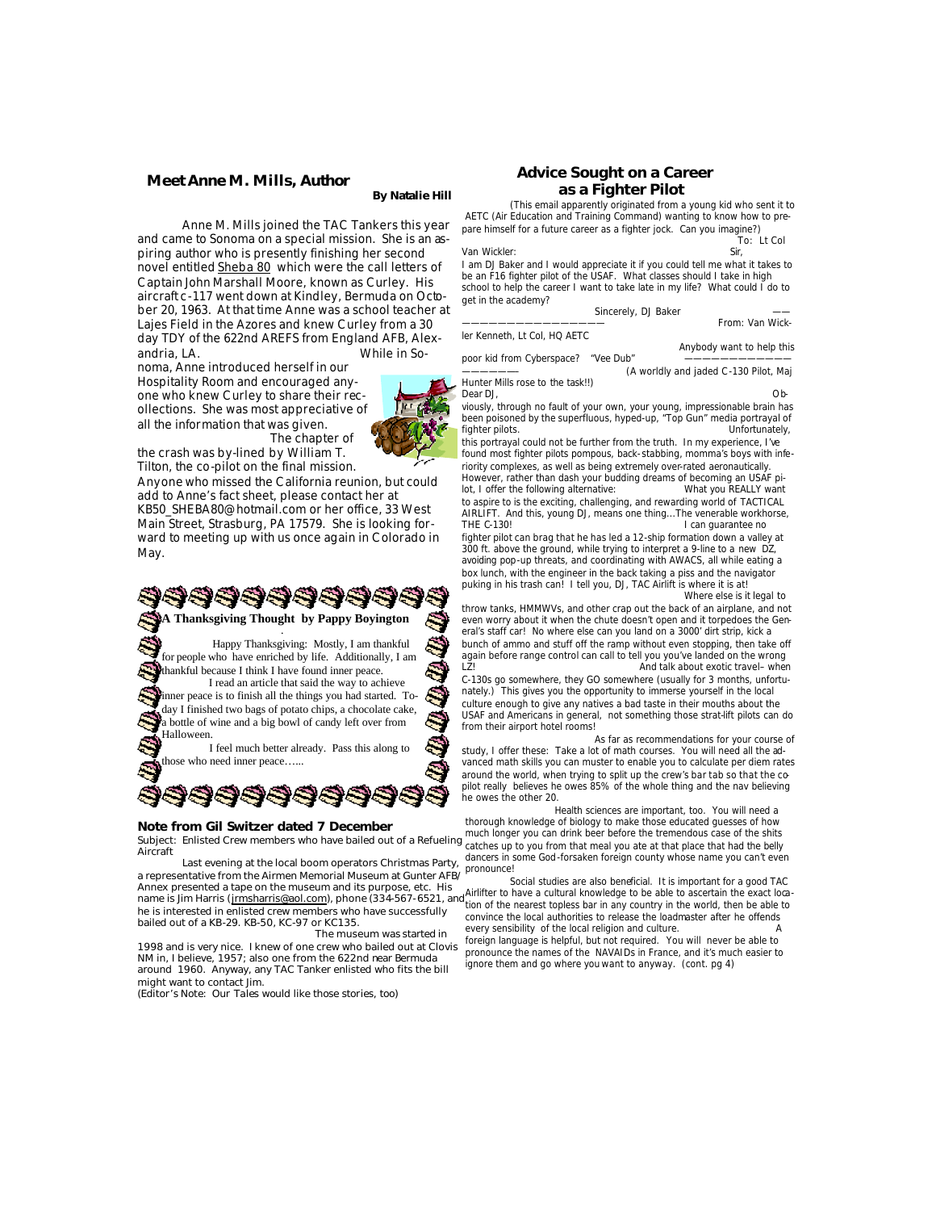## Meet Anne M. Mills, Author

**By Natalie Hill**

Anne M. Mills joined the TAC Tankers this year and came to Sonoma on a special mission. She is an aspiring author who is presently finishing her second novel entitled Sheba 80 which were the call letters of Captain John Marshall Moore, known as Curley. His aircraft c-117 went down at Kindley, Bermuda on October 20, 1963. At that time Anne was a school teacher at Lajes Field in the Azores and knew Curley from a 30 day TDY of the 622nd AREFS from England AFB, Alexandria, LA. While in Sonoma, Anne introduced herself in our Hospitality Room and encouraged anyone who knew Curley to share their recollections. She was most appreciative of all the information that was given. The chapter of the crash was by-lined by William T. Tilton, the co-pilot on the final mission. Anyone who missed the California reunion, but could add to Anne's fact sheet, please contact her at KB50_SHEBA80@hotmail.com or her office, 33 West Main Street, Strasburg, PA 17579. She is looking forward to meeting up with us once again in Colorado in May.

### A Thanksgiving Thought by Pappy Boyington

Happy Thanksgiving: Mostly, I am thankful for people who have enriched by life. Additionally, I am thankful because I think I have found inner peace.

I read an article that said the way to achieve inner peace is to finish all the things you had started. Today I finished two bags of potato chips, a chocolate cake, a bottle of wine and a big bowl of candy left over from Halloween.

I feel much better already. Pass this along to those who need inner peace…...

## Note from Gil Switzer dated 7 December

Subject: Enlisted Crew members who have bailed out of a Refueling Aircraft

Last evening at the local boom operators Christmas Party, a representative from the Airmen Memorial Museum at Gunter AFB/ Annex presented a tape on the museum and its purpose, etc. His name is Jim Harris (jrmsharris@aol.com), phone (334-567-6521, and he is interested in enlisted crew members who have successfully bailed out of a KB-29. KB-50, KC-97 or KC135. The museum was started in 1998 and is very nice. I knew of one crew who bailed out at Clovis NM in, I believe, 1957; also one from the 622nd near Bermuda around 1960. Anyway, any TAC Tanker enlisted who fits the bill might want to contact Jim.

(Editor's Note: Our Tales would like those stories, too)

## Advice Sought on a Career as a Fighter Pilot

(This email apparently originated from a young kid who sent it to AETC (Air Education and Training Command) wanting to know how to prepare himself for a future career as a fighter jock. Can you imagine?)

To: Lt Col Van Wickler:

Sir,

I am DJ Baker and I would appreciate it if you could tell me what it takes to be an F16 fighter pilot of the USAF. What classes should I take in high school to help the career I want to take late in my life? What could I do to get in the academy?

Sincerely, DJ Baker

———————————————

From: Van Wickler Kenneth, Lt Col, HQ AETC

Anybody want to help this poor kid from Cyberspace? "Vee Dub"

———————————————

(A worldly and jaded C-130 Pilot, Maj Hunter Mills rose to the task!!)

Dear DJ,

Obviously, through no fault of your own, your young, impressionable brain has been poisoned by the superfluous, hyped-up, "Top Gun" media portrayal of fighter pilots. Unfortunately, this portrayal could not be further from the truth. In my experience, I've found most fighter pilots pompous, back-stabbing, momma's boys with inferiority complexes, as well as being extremely over-rated aeronautically. However, rather than dash your budding dreams of becoming an USAF pilot, I offer the following alternative: What you REALLY want to aspire to is the exciting, challenging, and rewarding world of TACTICAL AIRLIFT. And this, young DJ, means one thing…The venerable workhorse, THE C-130! I can guarantee no fighter pilot can brag that he has led a 12-ship formation down a valley at 300 ft. above the ground, while trying to interpret a 9-line to a new DZ, avoiding pop-up threats, and coordinating with AWACS, all while eating a box lunch, with the engineer in the back taking a piss and the navigator puking in his trash can! I tell you, DJ, TAC Airlift is where it is at!

Where else is it legal to throw tanks, HMMWVs, and other crap out the back of an airplane, and not even worry about it when the chute doesn't open and it torpedoes the General's staff car! No where else can you land on a 3000' dirt strip, kick a bunch of ammo and stuff off the ramp without even stopping, then take off again before range control can call to tell you you've landed on the wrong LZ! And talk about exotic travel– when C-130s go somewhere, they GO somewhere (usually for 3 months, unfortunately.) This gives you the opportunity to immerse yourself in the local culture enough to give any natives a bad taste in their mouths about the USAF and Americans in general, not something those strat-lift pilots can do from their airport hotel rooms!

As far as recommendations for your course of study, I offer these: Take a lot of math courses. You will need all the advanced math skills you can muster to enable you to calculate per diem rates around the world, when trying to split up the crew's bar tab so that the co-pilot really believes he owes 85% of the whole thing and the nav believing he owes the other 20.

Health sciences are important, too. You will need a thorough knowledge of biology to make those educated guesses of how much longer you can drink beer before the tremendous case of the shits catches up to you from that meal you ate at that place that had the belly dancers in some God-forsaken foreign county whose name you can't even pronounce!

Social studies are also beneficial. It is important for a good TAC Airlifter to have a cultural knowledge to be able to ascertain the exact location of the nearest topless bar in any country in the world, then be able to convince the local authorities to release the loadmaster after he offends every sensibility of the local religion and culture. A foreign language is helpful, but not required. You will never be able to pronounce the names of the NAVAIDs in France, and it's much easier to ignore them and go where you want to anyway. (cont. pg 4)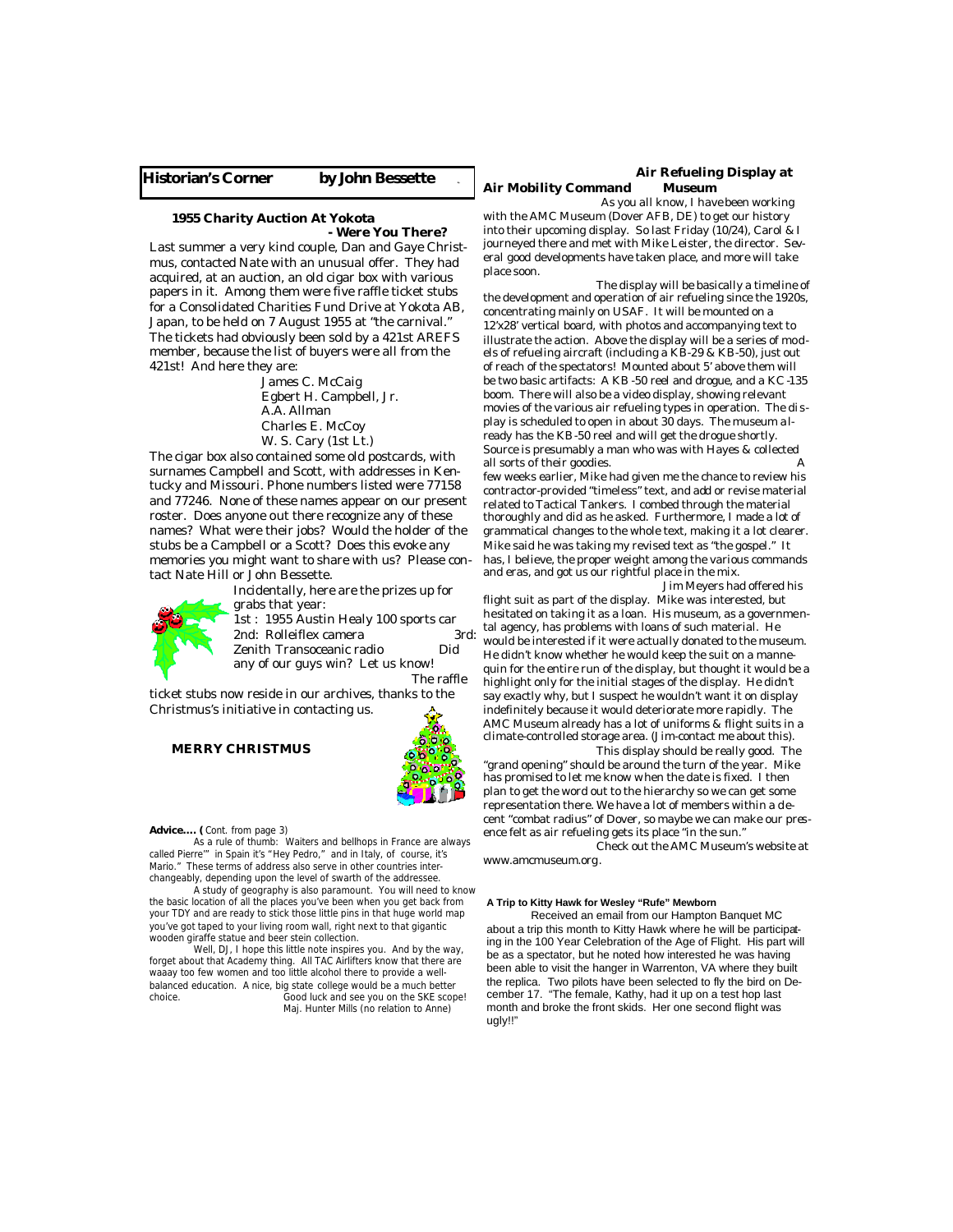## Historian's Corner by John Bessette

### 1955 Charity Auction At Yokota - Were You There?

Last summer a very kind couple, Dan and Gaye Christmus, contacted Nate with an unusual offer. They had acquired, at an auction, an old cigar box with various papers in it. Among them were five raffle ticket stubs for a Consolidated Charities Fund Drive at Yokota AB, Japan, to be held on 7 August 1955 at "the carnival." The tickets had obviously been sold by a 421st AREFS member, because the list of buyers were all from the 421st! And here they are:

James C. McCaig
Egbert H. Campbell, Jr.
A.A. Allman
Charles E. McCoy
W. S. Cary (1st Lt.)

The cigar box also contained some old postcards, with surnames Campbell and Scott, with addresses in Kentucky and Missouri. Phone numbers listed were 77158 and 77246. None of these names appear on our present roster. Does anyone out there recognize any of these names? What were their jobs? Would the holder of the stubs be a Campbell or a Scott? Does this evoke any memories you might want to share with us? Please contact Nate Hill or John Bessette.

Incidentally, here are the prizes up for grabs that year:

1st : 1955 Austin Healy 100 sports car
2nd: Rolleiflex camera
3rd: Zenith Transoceanic radio

Did any of our guys win? Let us know!

The raffle ticket stubs now reside in our archives, thanks to the Christmus's initiative in contacting us.

**MERRY CHRISTMUS**

**Advice.... (** Cont. from page 3)

As a rule of thumb: Waiters and bellhops in France are always called Pierre'" in Spain it's "Hey Pedro," and in Italy, of course, it's Mario." These terms of address also serve in other countries interchangeably, depending upon the level of swarth of the addressee.

A study of geography is also paramount. You will need to know the basic location of all the places you've been when you get back from your TDY and are ready to stick those little pins in that huge world map you've got taped to your living room wall, right next to that gigantic wooden giraffe statue and beer stein collection.

Well, DJ, I hope this little note inspires you. And by the way, forget about that Academy thing. All TAC Airlifters know that there are waaay too few women and too little alcohol there to provide a well-balanced education. A nice, big state college would be a much better choice.

Good luck and see you on the SKE scope!
Maj. Hunter Mills (no relation to Anne)

## Air Refueling Display at Air Mobility Command Museum

As you all know, I have been working with the AMC Museum (Dover AFB, DE) to get our history into their upcoming display. So last Friday (10/24), Carol & I journeyed there and met with Mike Leister, the director. Several good developments have taken place, and more will take place soon.

The display will be basically a timeline of the development and operation of air refueling since the 1920s, concentrating mainly on USAF. It will be mounted on a 12'x28' vertical board, with photos and accompanying text to illustrate the action. Above the display will be a series of models of refueling aircraft (including a KB-29 & KB-50), just out of reach of the spectators! Mounted about 5' above them will be two basic artifacts: A KB -50 reel and drogue, and a KC-135 boom. There will also be a video display, showing relevant movies of the various air refueling types in operation. The display is scheduled to open in about 30 days. The museum already has the KB-50 reel and will get the drogue shortly. Source is presumably a man who was with Hayes & collected all sorts of their goodies.

A few weeks earlier, Mike had given me the chance to review his contractor-provided "timeless" text, and add or revise material related to Tactical Tankers. I combed through the material thoroughly and did as he asked. Furthermore, I made a lot of grammatical changes to the whole text, making it a lot clearer. Mike said he was taking my revised text as "the gospel." It has, I believe, the proper weight among the various commands and eras, and got us our rightful place in the mix.

Jim Meyers had offered his flight suit as part of the display. Mike was interested, but hesitated on taking it as a loan. His museum, as a governmental agency, has problems with loans of such material. He would be interested if it were actually donated to the museum. He didn't know whether he would keep the suit on a mannequin for the entire run of the display, but thought it would be a highlight only for the initial stages of the display. He didn't say exactly why, but I suspect he wouldn't want it on display indefinitely because it would deteriorate more rapidly. The AMC Museum already has a lot of uniforms & flight suits in a climate-controlled storage area. (Jim-contact me about this).

This display should be really good. The "grand opening" should be around the turn of the year. Mike has promised to let me know when the date is fixed. I then plan to get the word out to the hierarchy so we can get some representation there. We have a lot of members within a decent "combat radius" of Dover, so maybe we can make our presence felt as air refueling gets its place "in the sun."

Check out the AMC Museum's website at www.amcmuseum.org.

### A Trip to Kitty Hawk for Wesley "Rufe" Mewborn

Received an email from our Hampton Banquet MC about a trip this month to Kitty Hawk where he will be participating in the 100 Year Celebration of the Age of Flight. His part will be as a spectator, but he noted how interested he was having been able to visit the hanger in Warrenton, VA where they built the replica. Two pilots have been selected to fly the bird on December 17. "The female, Kathy, had it up on a test hop last month and broke the front skids. Her one second flight was ugly!!"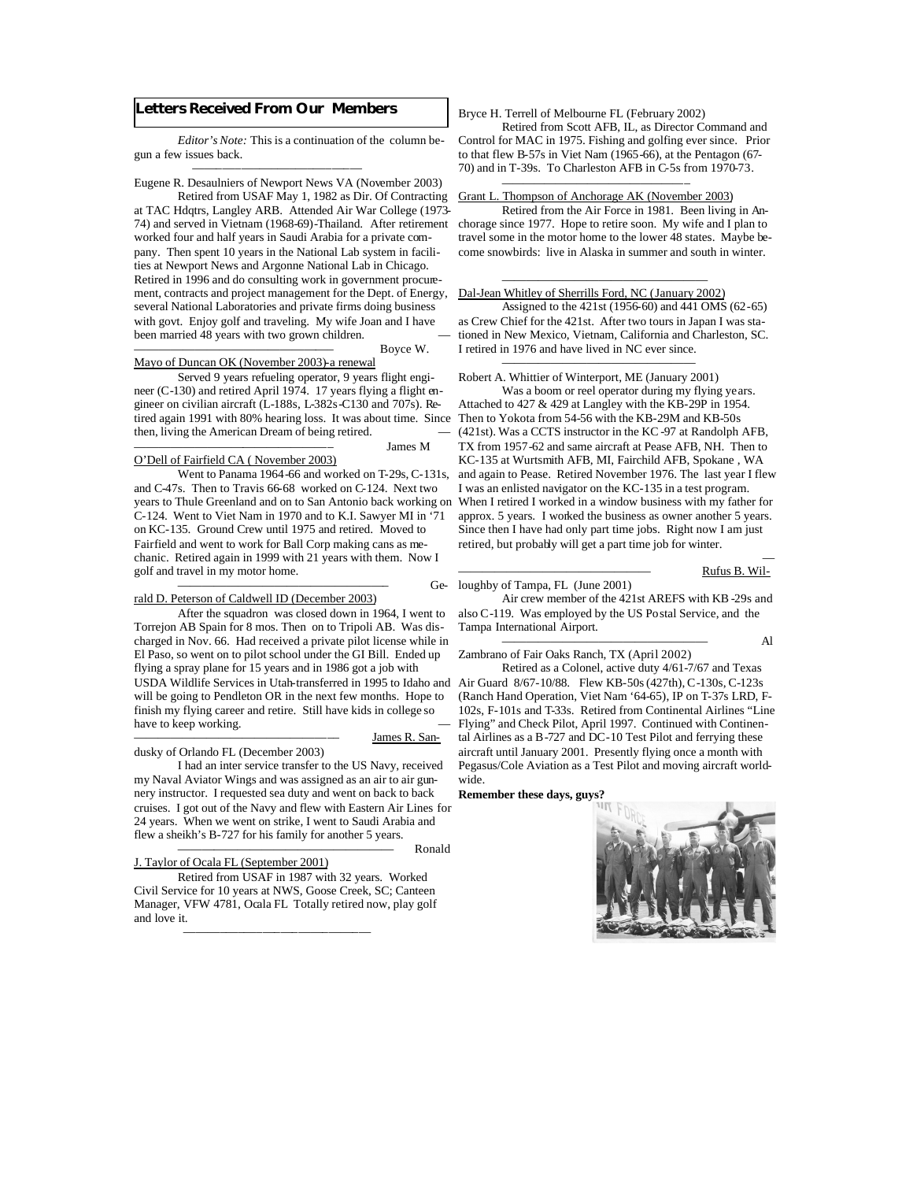## Letters Received From Our Members

*Editor's Note:* This is a continuation of the column begun a few issues back.

---

Eugene R. Desaulniers of Newport News VA (November 2003)

Retired from USAF May 1, 1982 as Dir. Of Contracting at TAC Hdqtrs, Langley ARB. Attended Air War College (1973-74) and served in Vietnam (1968-69)-Thailand. After retirement worked four and half years in Saudi Arabia for a private company. Then spent 10 years in the National Lab system in facilities at Newport News and Argonne National Lab in Chicago. Retired in 1996 and do consulting work in government procurement, contracts and project management for the Dept. of Energy, several National Laboratories and private firms doing business with govt. Enjoy golf and traveling. My wife Joan and I have been married 48 years with two grown children.

---

Boyce W. Mayo of Duncan OK (November 2003)-a renewal

Served 9 years refueling operator, 9 years flight engineer (C-130) and retired April 1974. 17 years flying a flight engineer on civilian aircraft (L-188s, L-382s-C130 and 707s). Retired again 1991 with 80% hearing loss. It was about time. Since then, living the American Dream of being retired.

---

James M O'Dell of Fairfield CA ( November 2003)

Went to Panama 1964-66 and worked on T-29s, C-131s, and C-47s. Then to Travis 66-68 worked on C-124. Next two years to Thule Greenland and on to San Antonio back working on C-124. Went to Viet Nam in 1970 and to K.I. Sawyer MI in '71 on KC-135. Ground Crew until 1975 and retired. Moved to Fairfield and went to work for Ball Corp making cans as mechanic. Retired again in 1999 with 21 years with them. Now I golf and travel in my motor home.

---

Gerald D. Peterson of Caldwell ID (December 2003)

After the squadron was closed down in 1964, I went to Torrejon AB Spain for 8 mos. Then on to Tripoli AB. Was discharged in Nov. 66. Had received a private pilot license while in El Paso, so went on to pilot school under the GI Bill. Ended up flying a spray plane for 15 years and in 1986 got a job with USDA Wildlife Services in Utah-transferred in 1995 to Idaho and will be going to Pendleton OR in the next few months. Hope to finish my flying career and retire. Still have kids in college so have to keep working.

---

James R. Sandusky of Orlando FL (December 2003)

I had an inter service transfer to the US Navy, received my Naval Aviator Wings and was assigned as an air to air gunnery instructor. I requested sea duty and went on back to back cruises. I got out of the Navy and flew with Eastern Air Lines for 24 years. When we went on strike, I went to Saudi Arabia and flew a sheikh's B-727 for his family for another 5 years.

---

Ronald J. Taylor of Ocala FL (September 2001)

Retired from USAF in 1987 with 32 years. Worked Civil Service for 10 years at NWS, Goose Creek, SC; Canteen Manager, VFW 4781, Ocala FL Totally retired now, play golf and love it.

---

Bryce H. Terrell of Melbourne FL (February 2002)

Retired from Scott AFB, IL, as Director Command and Control for MAC in 1975. Fishing and golfing ever since. Prior to that flew B-57s in Viet Nam (1965-66), at the Pentagon (67-70) and in T-39s. To Charleston AFB in C-5s from 1970-73.

---

Grant L. Thompson of Anchorage AK (November 2003)

Retired from the Air Force in 1981. Been living in Anchorage since 1977. Hope to retire soon. My wife and I plan to travel some in the motor home to the lower 48 states. Maybe become snowbirds: live in Alaska in summer and south in winter.

---

Dal-Jean Whitley of Sherrills Ford, NC (January 2002)

Assigned to the 421st (1956-60) and 441 OMS (62-65) as Crew Chief for the 421st. After two tours in Japan I was stationed in New Mexico, Vietnam, California and Charleston, SC. I retired in 1976 and have lived in NC ever since.

---

Robert A. Whittier of Winterport, ME (January 2001)

Was a boom or reel operator during my flying years. Attached to 427 & 429 at Langley with the KB-29P in 1954. Then to Yokota from 54-56 with the KB-29M and KB-50s (421st). Was a CCTS instructor in the KC-97 at Randolph AFB, TX from 1957-62 and same aircraft at Pease AFB, NH. Then to KC-135 at Wurtsmith AFB, MI, Fairchild AFB, Spokane , WA and again to Pease. Retired November 1976. The last year I flew I was an enlisted navigator on the KC-135 in a test program. When I retired I worked in a window business with my father for approx. 5 years. I worked the business as owner another 5 years. Since then I have had only part time jobs. Right now I am just retired, but probably will get a part time job for winter.

---

Rufus B. Willoughby of Tampa, FL (June 2001)

Air crew member of the 421st AREFS with KB-29s and also C-119. Was employed by the US Postal Service, and the Tampa International Airport.

---

Al Zambrano of Fair Oaks Ranch, TX (April 2002)

Retired as a Colonel, active duty 4/61-7/67 and Texas Air Guard 8/67-10/88. Flew KB-50s (427th), C-130s, C-123s (Ranch Hand Operation, Viet Nam '64-65), IP on T-37s LRD, F-102s, F-101s and T-33s. Retired from Continental Airlines "Line Flying" and Check Pilot, April 1997. Continued with Continental Airlines as a B-727 and DC-10 Test Pilot and ferrying these aircraft until January 2001. Presently flying once a month with Pegasus/Cole Aviation as a Test Pilot and moving aircraft worldwide.

**Remember these days, guys?**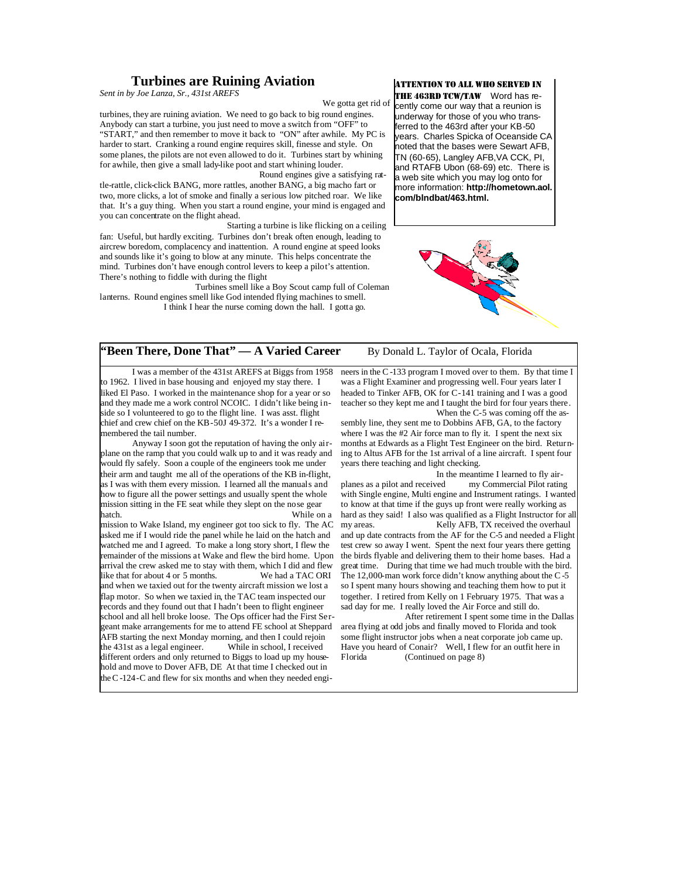## Turbines are Ruining Aviation

*Sent in by Joe Lanza, Sr., 431st AREFS*

We gotta get rid of turbines, they are ruining aviation. We need to go back to big round engines. Anybody can start a turbine, you just need to move a switch from "OFF" to "START," and then remember to move it back to "ON" after awhile. My PC is harder to start. Cranking a round engine requires skill, finesse and style. On some planes, the pilots are not even allowed to do it. Turbines start by whining for awhile, then give a small lady-like poot and start whining louder.

Round engines give a satisfying rattle-rattle, click-click BANG, more rattles, another BANG, a big macho fart or two, more clicks, a lot of smoke and finally a serious low pitched roar. We like that. It's a guy thing. When you start a round engine, your mind is engaged and you can concentrate on the flight ahead.

Starting a turbine is like flicking on a ceiling fan: Useful, but hardly exciting. Turbines don't break often enough, leading to aircrew boredom, complacency and inattention. A round engine at speed looks and sounds like it's going to blow at any minute. This helps concentrate the mind. Turbines don't have enough control levers to keep a pilot's attention. There's nothing to fiddle with during the flight

Turbines smell like a Boy Scout camp full of Coleman lanterns. Round engines smell like God intended flying machines to smell.

I think I hear the nurse coming down the hall. I gotta go.

**ATTENTION TO ALL WHO SERVED IN THE 463RD TCW/TAW** Word has recently come our way that a reunion is underway for those of you who transferred to the 463rd after your KB-50 years. Charles Spicka of Oceanside CA noted that the bases were Sewart AFB, TN (60-65), Langley AFB,VA CCK, PI, and RTAFB Ubon (68-69) etc. There is a web site which you may log onto for more information: **http://hometown.aol.com/blndbat/463.html.**

## "Been There, Done That" — A Varied Career

By Donald L. Taylor of Ocala, Florida

I was a member of the 431st AREFS at Biggs from 1958 to 1962. I lived in base housing and enjoyed my stay there. I liked El Paso. I worked in the maintenance shop for a year or so and they made me a work control NCOIC. I didn't like being inside so I volunteered to go to the flight line. I was asst. flight chief and crew chief on the KB-50J 49-372. It's a wonder I remembered the tail number.

Anyway I soon got the reputation of having the only airplane on the ramp that you could walk up to and it was ready and would fly safely. Soon a couple of the engineers took me under their arm and taught me all of the operations of the KB in-flight, as I was with them every mission. I learned all the manuals and how to figure all the power settings and usually spent the whole mission sitting in the FE seat while they slept on the nose gear hatch. While on a mission to Wake Island, my engineer got too sick to fly. The AC asked me if I would ride the panel while he laid on the hatch and watched me and I agreed. To make a long story short, I flew the remainder of the missions at Wake and flew the bird home. Upon arrival the crew asked me to stay with them, which I did and flew like that for about 4 or 5 months. We had a TAC ORI and when we taxied out for the twenty aircraft mission we lost a flap motor. So when we taxied in, the TAC team inspected our records and they found out that I hadn't been to flight engineer school and all hell broke loose. The Ops officer had the First Sergeant make arrangements for me to attend FE school at Sheppard AFB starting the next Monday morning, and then I could rejoin the 431st as a legal engineer. While in school, I received different orders and only returned to Biggs to load up my household and move to Dover AFB, DE At that time I checked out in the C-124-C and flew for six months and when they needed engineers in the C-133 program I moved over to them. By that time I was a Flight Examiner and progressing well. Four years later I headed to Tinker AFB, OK for C-141 training and I was a good teacher so they kept me and I taught the bird for four years there. When the C-5 was coming off the assembly line, they sent me to Dobbins AFB, GA, to the factory where I was the #2 Air Force man to fly it. I spent the next six months at Edwards as a Flight Test Engineer on the bird. Returning to Altus AFB for the 1st arrival of a line aircraft. I spent four years there teaching and light checking.

In the meantime I learned to fly airplanes as a pilot and received my Commercial Pilot rating with Single engine, Multi engine and Instrument ratings. I wanted to know at that time if the guys up front were really working as hard as they said! I also was qualified as a Flight Instructor for all my areas. Kelly AFB, TX received the overhaul and up date contracts from the AF for the C-5 and needed a Flight test crew so away I went. Spent the next four years there getting the birds flyable and delivering them to their home bases. Had a great time. During that time we had much trouble with the bird. The 12,000-man work force didn't know anything about the C-5 so I spent many hours showing and teaching them how to put it together. I retired from Kelly on 1 February 1975. That was a sad day for me. I really loved the Air Force and still do.

After retirement I spent some time in the Dallas area flying at odd jobs and finally moved to Florida and took some flight instructor jobs when a neat corporate job came up. Have you heard of Conair? Well, I flew for an outfit here in Florida (Continued on page 8)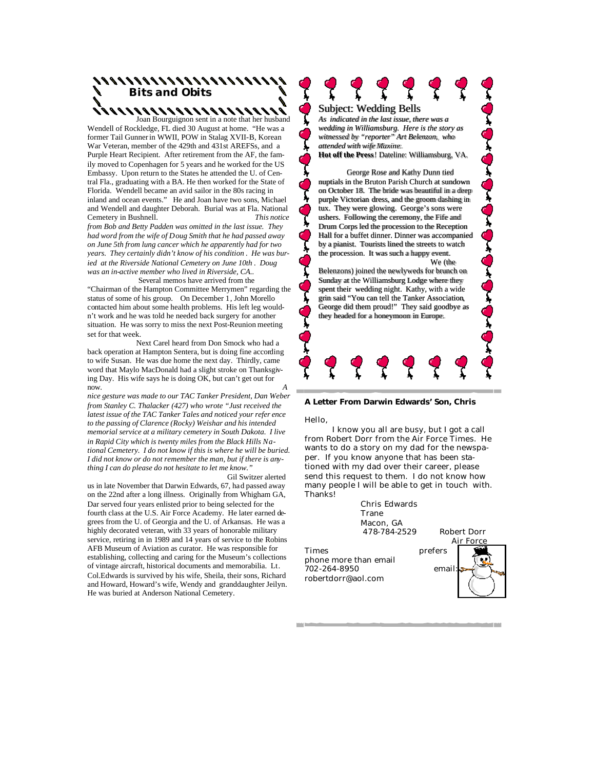## Bits and Obits

Joan Bourguignon sent in a note that her husband Wendell of Rockledge, FL died 30 August at home. "He was a former Tail Gunner in WWII, POW in Stalag XVII-B, Korean War Veteran, member of the 429th and 431st AREFSs, and a Purple Heart Recipient. After retirement from the AF, the family moved to Copenhagen for 5 years and he worked for the US Embassy. Upon return to the States he attended the U. of Central Fla., graduating with a BA. He then worked for the State of Florida. Wendell became an avid sailor in the 80s racing in inland and ocean events." He and Joan have two sons, Michael and Wendell and daughter Deborah. Burial was at Fla. National Cemetery in Bushnell.

*This notice from Bob and Betty Padden was omitted in the last issue. They had word from the wife of Doug Smith that he had passed away on June 5th from lung cancer which he apparently had for two years. They certainly didn't know of his condition . He was buried at the Riverside National Cemetery on June 10th . Doug was an in-active member who lived in Riverside, CA..*

Several memos have arrived from the "Chairman of the Hampton Committee Merrymen" regarding the status of some of his group. On December 1, John Morello contacted him about some health problems. His left leg wouldn't work and he was told he needed back surgery for another situation. He was sorry to miss the next Post-Reunion meeting set for that week.

Next Carel heard from Don Smock who had a back operation at Hampton Sentera, but is doing fine according to wife Susan. He was due home the next day. Thirdly, came word that Maylo MacDonald had a slight stroke on Thanksgiving Day. His wife says he is doing OK, but can't get out for now.

*A nice gesture was made to our TAC Tanker President, Dan Weber from Stanley C. Thalacker (427) who wrote "Just received the latest issue of the TAC Tanker Tales and noticed your reference to the passing of Clarence (Rocky) Weishar and his intended memorial service at a military cemetery in South Dakota. I live in Rapid City which is twenty miles from the Black Hills National Cemetery. I do not know if this is where he will be buried. I did not know or do not remember the man, but if there is anything I can do please do not hesitate to let me know."*

Gil Switzer alerted us in late November that Darwin Edwards, 67, had passed away on the 22nd after a long illness. Originally from Whigham GA, Dar served four years enlisted prior to being selected for the fourth class at the U.S. Air Force Academy. He later earned degrees from the U. of Georgia and the U. of Arkansas. He was a highly decorated veteran, with 33 years of honorable military service, retiring in in 1989 and 14 years of service to the Robins AFB Museum of Aviation as curator. He was responsible for establishing, collecting and caring for the Museum's collections of vintage aircraft, historical documents and memorabilia. Lt. Col.Edwards is survived by his wife, Sheila, their sons, Richard and Howard, Howard's wife, Wendy and granddaughter Jeilyn. He was buried at Anderson National Cemetery.

### Subject: Wedding Bells

*As indicated in the last issue, there was a wedding in Williamsburg. Here is the story as witnessed by "reporter" Art Belenzon, who attended with wife Maxine.*

**Hot off the Press**! Dateline: Williamsburg, VA.

George Rose and Kathy Dunn tied nuptials in the Bruton Parish Church at sundown on October 18. The bride was beautiful in a deep purple Victorian dress, and the groom dashing in tux. They were glowing. George's sons were ushers. Following the ceremony, the Fife and Drum Corps led the procession to the Reception Hall for a buffet dinner. Dinner was accompanied by a pianist. Tourists lined the streets to watch the procession. It was such a happy event.

We (the Belenzons) joined the newlyweds for brunch on Sunday at the Williamsburg Lodge where they spent their wedding night. Kathy, with a wide grin said "You can tell the Tanker Association, George did them proud!" They said goodbye as they headed for a honeymoon in Europe.

### A Letter From Darwin Edwards' Son, Chris

Hello,

I know you all are busy, but I got a call from Robert Dorr from the Air Force Times. He wants to do a story on my dad for the newspaper. If you know anyone that has been stationed with my dad over their career, please send this request to them. I do not know how many people I will be able to get in touch with. Thanks!

Chris Edwards
Trane
Macon, GA
478-784-2529

Robert Dorr Air Force Times prefers phone more than email
702-264-8950
email: robertdorr@aol.com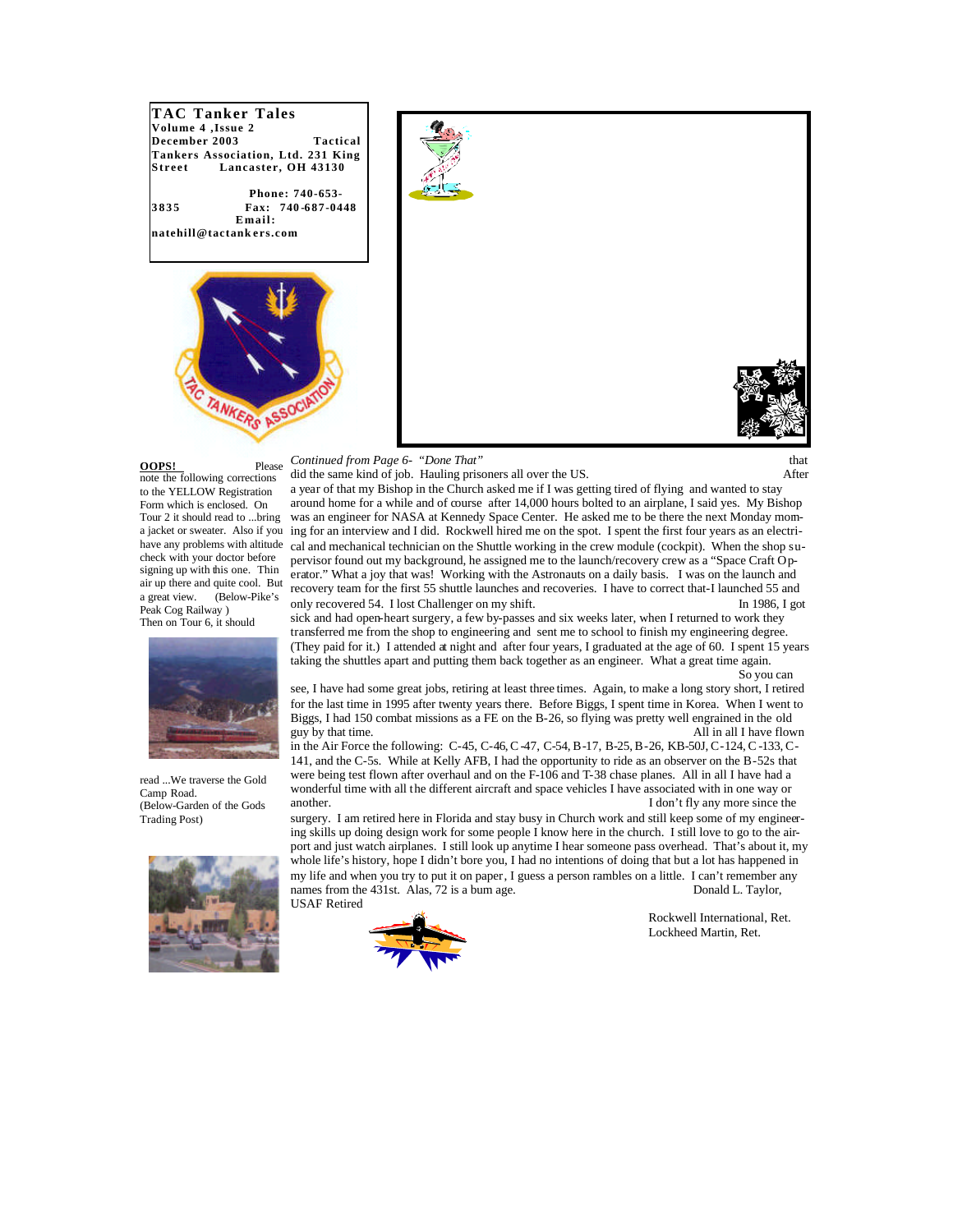**TAC Tanker Tales**
**Volume 4 ,Issue 2**
**December 2003**

**Tactical Tankers Association, Ltd. 231 King Street Lancaster, OH 43130**

**Phone: 740-653-3835**
**Fax: 740-687-0448**
**Email: natehill@tactankers.com**

**OOPS!** Please note the following corrections to the YELLOW Registration Form which is enclosed. On Tour 2 it should read to ...bring a jacket or sweater. Also if you have any problems with altitude check with your doctor before signing up with this one. Thin air up there and quite cool. But a great view. (Below-Pike's Peak Cog Railway )

Then on Tour 6, it should read ...We traverse the Gold Camp Road. (Below-Garden of the Gods Trading Post)

*Continued from Page 6- "Done That"* that did the same kind of job. Hauling prisoners all over the US. After a year of that my Bishop in the Church asked me if I was getting tired of flying and wanted to stay around home for a while and of course after 14,000 hours bolted to an airplane, I said yes. My Bishop was an engineer for NASA at Kennedy Space Center. He asked me to be there the next Monday morning for an interview and I did. Rockwell hired me on the spot. I spent the first four years as an electrical and mechanical technician on the Shuttle working in the crew module (cockpit). When the shop supervisor found out my background, he assigned me to the launch/recovery crew as a "Space Craft Operator." What a joy that was! Working with the Astronauts on a daily basis. I was on the launch and recovery team for the first 55 shuttle launches and recoveries. I have to correct that-I launched 55 and only recovered 54. I lost Challenger on my shift. In 1986, I got sick and had open-heart surgery, a few by-passes and six weeks later, when I returned to work they transferred me from the shop to engineering and sent me to school to finish my engineering degree. (They paid for it.) I attended at night and after four years, I graduated at the age of 60. I spent 15 years taking the shuttles apart and putting them back together as an engineer. What a great time again. So you can see, I have had some great jobs, retiring at least three times. Again, to make a long story short, I retired for the last time in 1995 after twenty years there. Before Biggs, I spent time in Korea. When I went to Biggs, I had 150 combat missions as a FE on the B-26, so flying was pretty well engrained in the old guy by that time. All in all I have flown in the Air Force the following: C-45, C-46, C-47, C-54, B-17, B-25, B-26, KB-50J, C-124, C-141, and the C-5s. While at Kelly AFB, I had the opportunity to ride as an observer on the B-52s that were being test flown after overhaul and on the F-106 and T-38 chase planes. All in all I have had a wonderful time with all the different aircraft and space vehicles I have associated with in one way or another. I don't fly any more since the surgery. I am retired here in Florida and stay busy in Church work and still keep some of my engineering skills up doing design work for some people I know here in the church. I still love to go to the airport and just watch airplanes. I still look up anytime I hear someone pass overhead. That's about it, my whole life's history, hope I didn't bore you, I had no intentions of doing that but a lot has happened in my life and when you try to put it on paper, I guess a person rambles on a little. I can't remember any names from the 431st. Alas, 72 is a bum age.

Donald L. Taylor,
USAF Retired
Rockwell International, Ret.
Lockheed Martin, Ret.